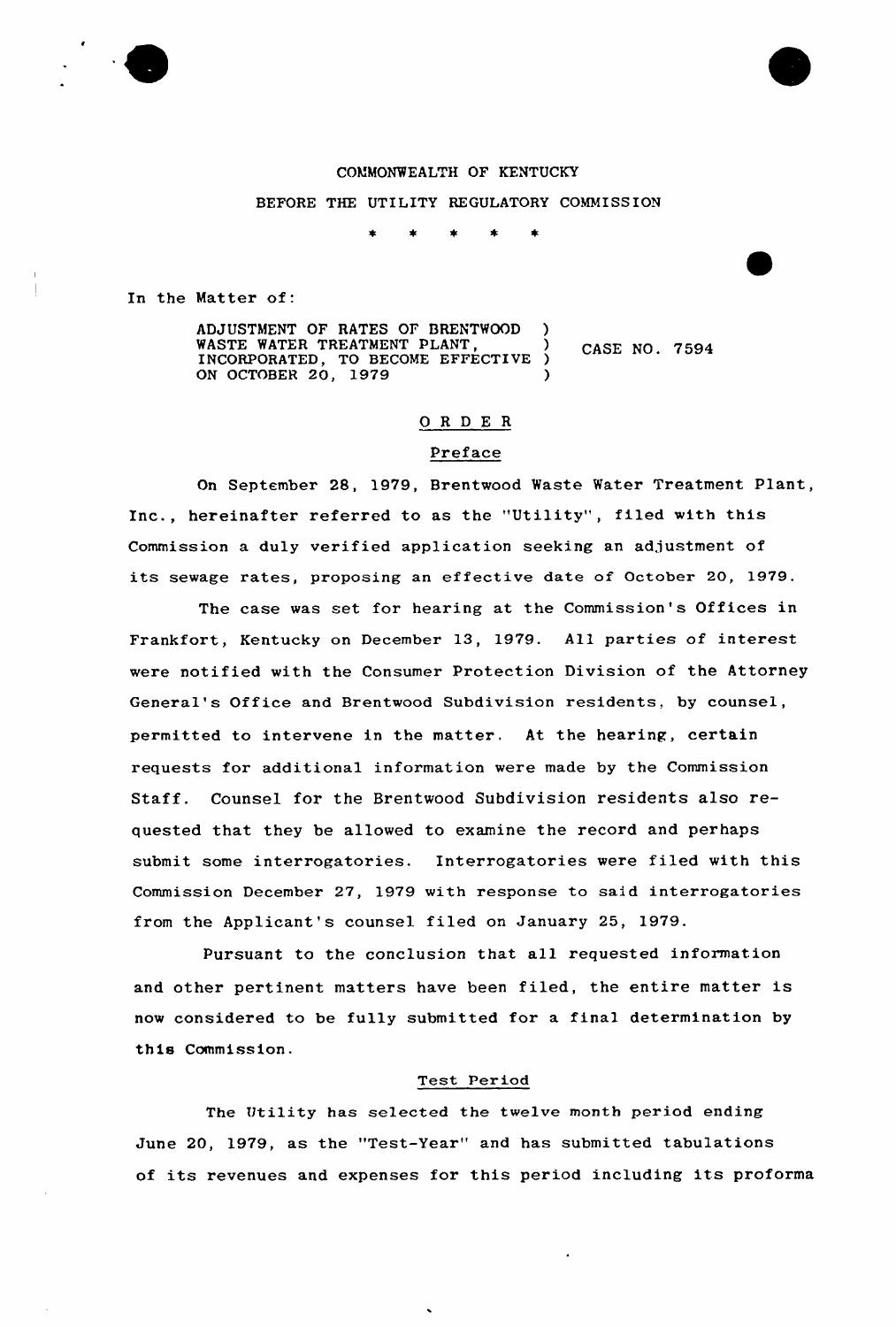COMMONWEALTH OF KENTUCKY

BEFORE THE UTILITY REGULATORY COMMISSION

\* \* \* \* \*

In the Matter of:

| | | |
|---|---|---|
| ADJUSTMENT OF RATES OF BRENTWOOD WASTE WATER TREATMENT PLANT, INCORPORATED, TO BECOME EFFECTIVE ON OCTOBER 20, 1979 | ) | CASE NO. 7594 |

## O R D E R

### Preface

On September 28, 1979, Brentwood Waste Water Treatment Plant, Inc., hereinafter referred to as the "Utility", filed with this Commission a duly verified application seeking an adjustment of its sewage rates, proposing an effective date of October 20, 1979.

The case was set for hearing at the Commission's Offices in Frankfort, Kentucky on December 13, 1979. All parties of interest were notified with the Consumer Protection Division of the Attorney General's Office and Brentwood Subdivision residents, by counsel, permitted to intervene in the matter. At the hearing, certain requests for additional information were made by the Commission Staff. Counsel for the Brentwood Subdivision residents also requested that they be allowed to examine the record and perhaps submit some interrogatories. Interrogatories were filed with this Commission December 27, 1979 with response to said interrogatories from the Applicant's counsel filed on January 25, 1979.

Pursuant to the conclusion that all requested information and other pertinent matters have been filed, the entire matter is now considered to be fully submitted for a final determination by this Commission.

### Test Period

The Utility has selected the twelve month period ending June 20, 1979, as the "Test-Year" and has submitted tabulations of its revenues and expenses for this period including its proforma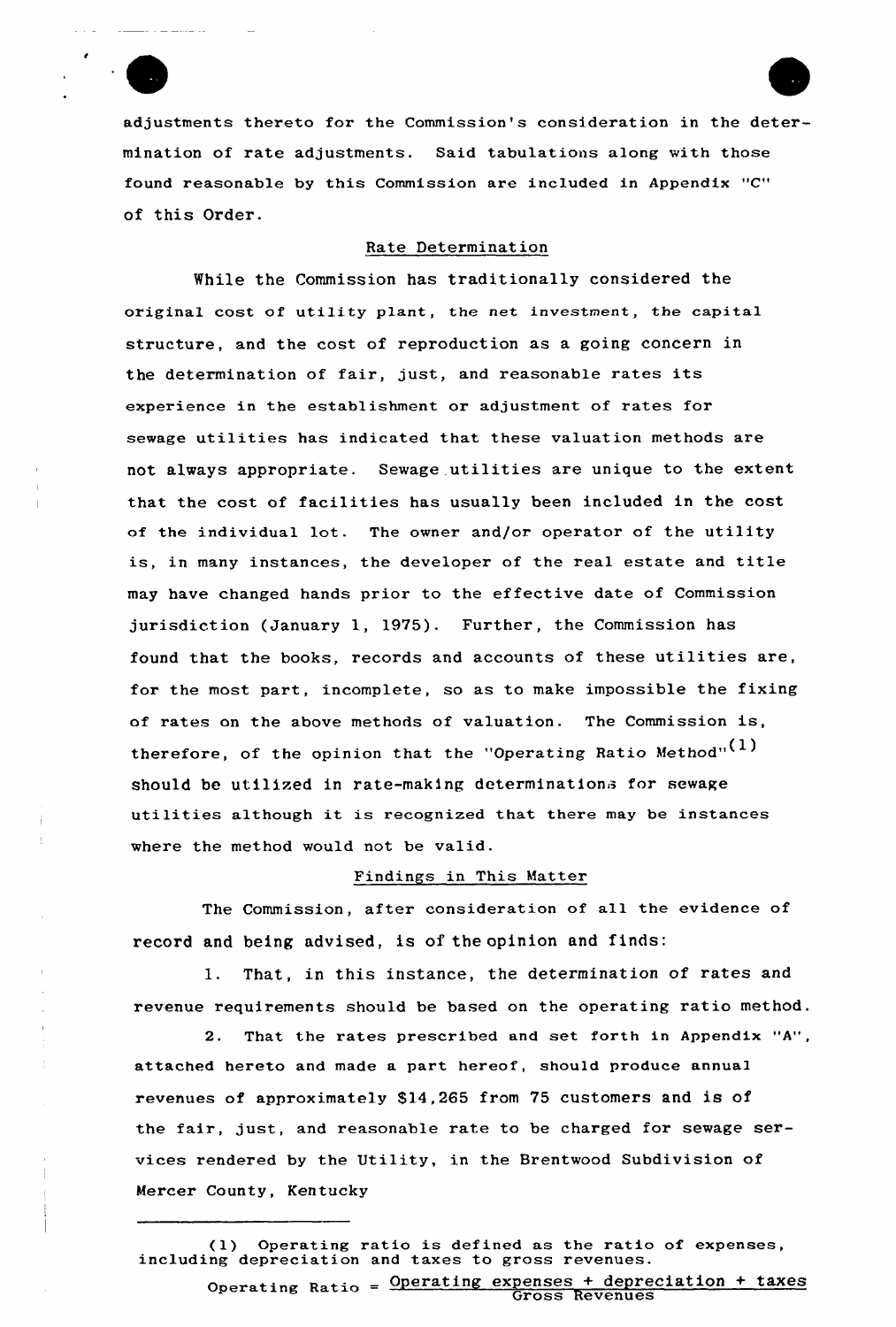adjustments thereto for the Commission's consideration in the determination of rate adjustments. Said tabulations along with those found reasonable by this Commission are included in Appendix "C" of this Order.

## Rate Determination

While the Commission has traditionally considered the original cost of utility plant, the net investment, the capital structure, and the cost of reproduction as a going concern in the determination of fair, just, and reasonable rates its experience in the establishment or adjustment of rates for sewage utilities has indicated that these valuation methods are not always appropriate. Sewage utilities are unique to the extent that the cost of facilities has usually been included in the cost of the individual lot. The owner and/or operator of the utility is, in many instances, the developer of the real estate and title may have changed hands prior to the effective date of Commission jurisdiction (January 1, 1975). Further, the Commission has found that the books, records and accounts of these utilities are, for the most part, incomplete, so as to make impossible the fixing of rates on the above methods of valuation. The Commission is, therefore, of the opinion that the "Operating Ratio Method"(1) should be utilized in rate-making determinations for sewage utilities although it is recognized that there may be instances where the method would not be valid.

## Findings in This Matter

The Commission, after consideration of all the evidence of record and being advised, is of the opinion and finds:

1. That, in this instance, the determination of rates and revenue requirements should be based on the operating ratio method.

2. That the rates prescribed and set forth in Appendix "A", attached hereto and made a part hereof, should produce annual revenues of approximately $14,265 from 75 customers and is of the fair, just, and reasonable rate to be charged for sewage services rendered by the Utility, in the Brentwood Subdivision of Mercer County, Kentucky

---

(1) Operating ratio is defined as the ratio of expenses, including depreciation and taxes to gross revenues.

$$\text{Operating Ratio} = \frac{\text{Operating expenses + depreciation + taxes}}{\text{Gross Revenues}}$$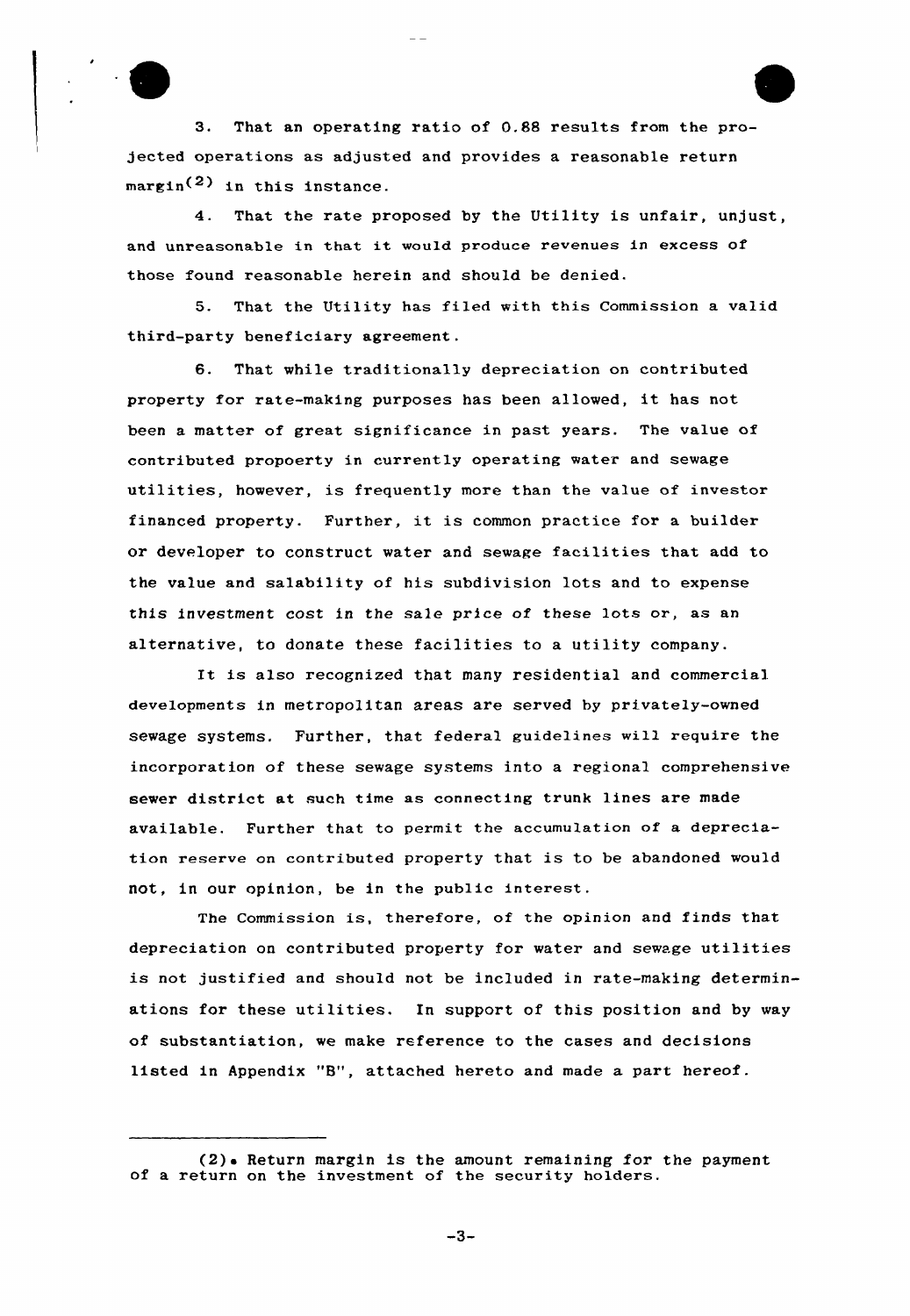3. That an operating ratio of 0.88 results from the projected operations as adjusted and provides a reasonable return margin[(2)] in this instance.

4. That the rate proposed by the Utility is unfair, unjust, and unreasonable in that it would produce revenues in excess of those found reasonable herein and should be denied.

5. That the Utility has filed with this Commission a valid third-party beneficiary agreement.

6. That while traditionally depreciation on contributed property for rate-making purposes has been allowed, it has not been a matter of great significance in past years. The value of contributed propoerty in currently operating water and sewage utilities, however, is frequently more than the value of investor financed property. Further, it is common practice for a builder or developer to construct water and sewage facilities that add to the value and salability of his subdivision lots and to expense this investment cost in the sale price of these lots or, as an alternative, to donate these facilities to a utility company.

It is also recognized that many residential and commercial developments in metropolitan areas are served by privately-owned sewage systems. Further, that federal guidelines will require the incorporation of these sewage systems into a regional comprehensive sewer district at such time as connecting trunk lines are made available. Further that to permit the accumulation of a depreciation reserve on contributed property that is to be abandoned would not, in our opinion, be in the public interest.

The Commission is, therefore, of the opinion and finds that depreciation on contributed property for water and sewage utilities is not justified and should not be included in rate-making determinations for these utilities. In support of this position and by way of substantiation, we make reference to the cases and decisions listed in Appendix "B", attached hereto and made a part hereof.

---

(2). Return margin is the amount remaining for the payment of a return on the investment of the security holders.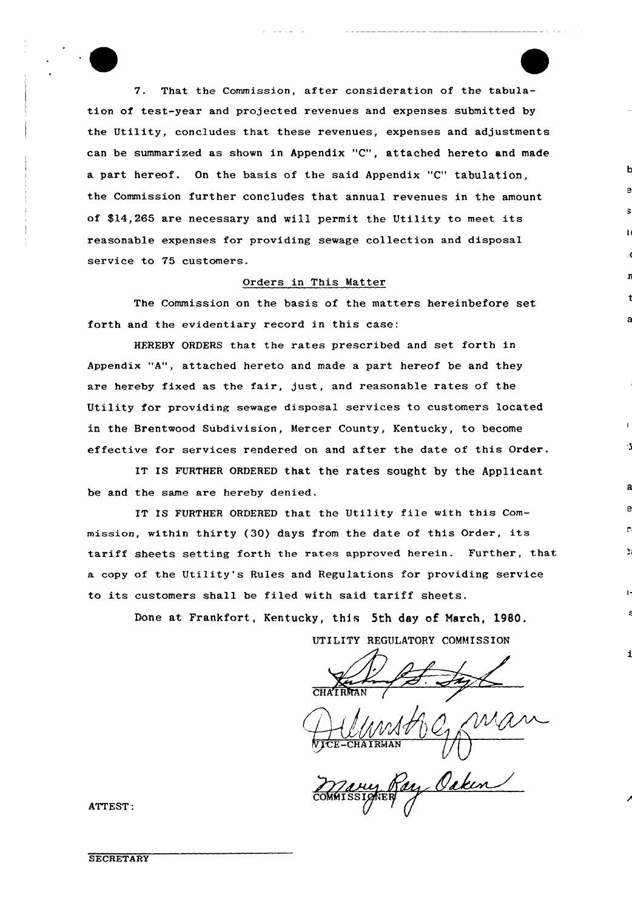7. That the Commission, after consideration of the tabulation of test-year and projected revenues and expenses submitted by the Utility, concludes that these revenues, expenses and adjustments can be summarized as shown in Appendix "C", attached hereto and made a part hereof. On the basis of the said Appendix "C" tabulation, the Commission further concludes that annual revenues in the amount of $14,265 are necessary and will permit the Utility to meet its reasonable expenses for providing sewage collection and disposal service to 75 customers.

## Orders in This Matter

The Commission on the basis of the matters hereinbefore set forth and the evidentiary record in this case:

HEREBY ORDERS that the rates prescribed and set forth in Appendix "A", attached hereto and made a part hereof be and they are hereby fixed as the fair, just, and reasonable rates of the Utility for providing sewage disposal services to customers located in the Brentwood Subdivision, Mercer County, Kentucky, to become effective for services rendered on and after the date of this Order.

IT IS FURTHER ORDERED that the rates sought by the Applicant be and the same are hereby denied.

IT IS FURTHER ORDERED that the Utility file with this Commission, within thirty (30) days from the date of this Order, its tariff sheets setting forth the rates approved herein. Further, that a copy of the Utility's Rules and Regulations for providing service to its customers shall be filed with said tariff sheets.

Done at Frankfort, Kentucky, this 5th day of March, 1980.

UTILITY REGULATORY COMMISSION

CHAIRMAN

VICE-CHAIRMAN

COMMISSIONER

ATTEST:

SECRETARY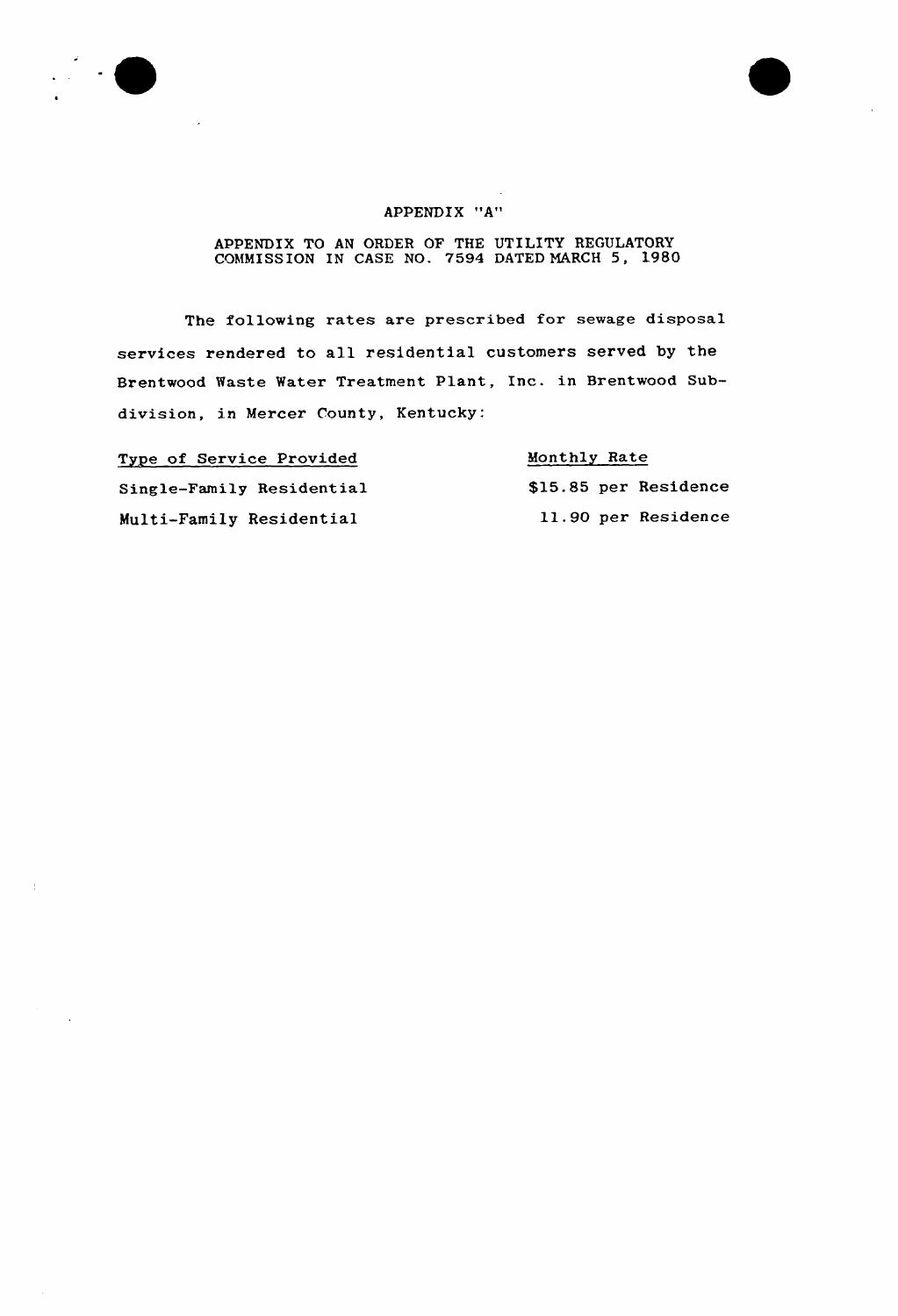# APPENDIX "A"

APPENDIX TO AN ORDER OF THE UTILITY REGULATORY COMMISSION IN CASE NO. 7594 DATED MARCH 5, 1980

The following rates are prescribed for sewage disposal services rendered to all residential customers served by the Brentwood Waste Water Treatment Plant, Inc. in Brentwood Subdivision, in Mercer County, Kentucky:

| Type of Service Provided | Monthly Rate |
| --- | --- |
| Single-Family Residential | $15.85 per Residence |
| Multi-Family Residential | 11.90 per Residence |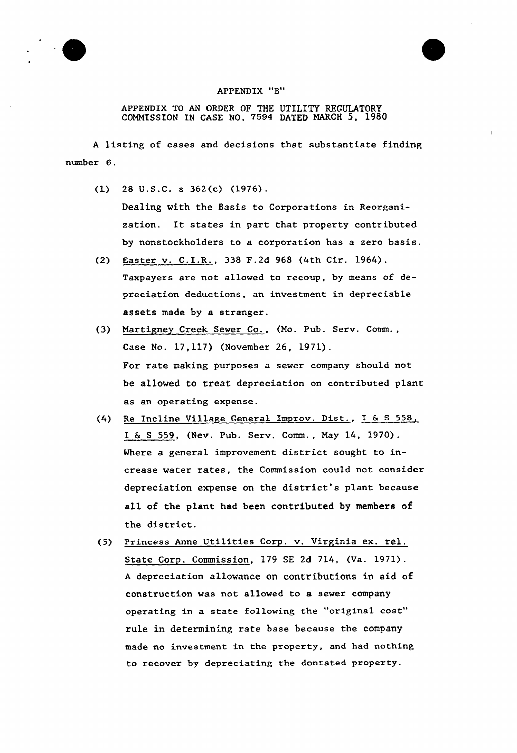# APPENDIX "B"

APPENDIX TO AN ORDER OF THE UTILITY REGULATORY COMMISSION IN CASE NO. 7594 DATED MARCH 5, 1980

A listing of cases and decisions that substantiate finding number 6.

(1) 28 U.S.C. s 362(c) (1976).
Dealing with the Basis to Corporations in Reorganization. It states in part that property contributed by nonstockholders to a corporation has a zero basis.

(2) Easter v. C.I.R., 338 F.2d 968 (4th Cir. 1964).
Taxpayers are not allowed to recoup, by means of depreciation deductions, an investment in depreciable assets made by a stranger.

(3) Martigney Creek Sewer Co., (Mo. Pub. Serv. Comm., Case No. 17,117) (November 26, 1971).
For rate making purposes a sewer company should not be allowed to treat depreciation on contributed plant as an operating expense.

(4) Re Incline Village General Improv. Dist., I & S 558, I & S 559, (Nev. Pub. Serv. Comm., May 14, 1970).
Where a general improvement district sought to increase water rates, the Commission could not consider depreciation expense on the district's plant because all of the plant had been contributed by members of the district.

(5) Princess Anne Utilities Corp. v. Virginia ex. rel. State Corp. Commission, 179 SE 2d 714, (Va. 1971).
A depreciation allowance on contributions in aid of construction was not allowed to a sewer company operating in a state following the "original cost" rule in determining rate base because the company made no investment in the property, and had nothing to recover by depreciating the dontated property.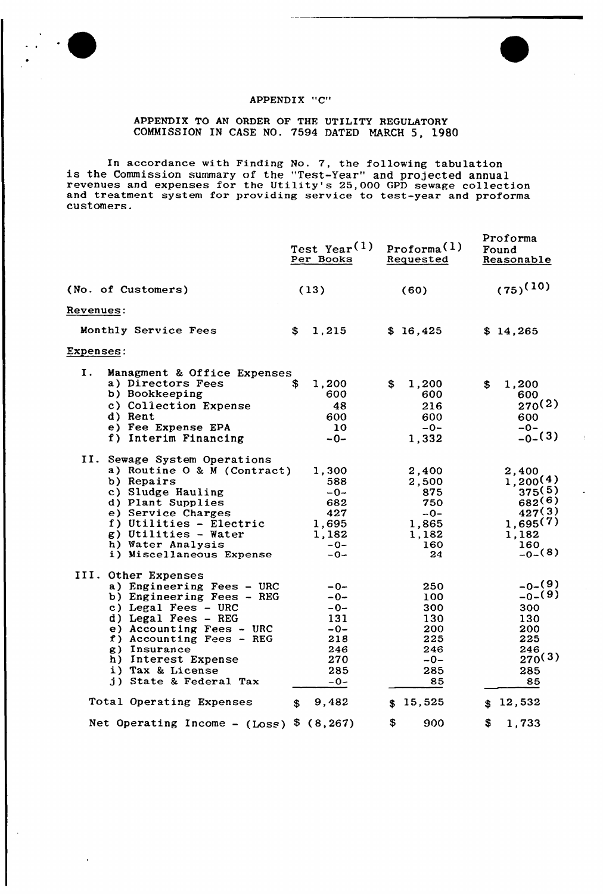APPENDIX "C"

APPENDIX TO AN ORDER OF THE UTILITY REGULATORY COMMISSION IN CASE NO. 7594 DATED MARCH 5, 1980

In accordance with Finding No. 7, the following tabulation is the Commission summary of the "Test-Year" and projected annual revenues and expenses for the Utility's 25,000 GPD sewage collection and treatment system for providing service to test-year and proforma customers.

| | Test Year[1] Per Books | Proforma[1] Requested | Proforma Found Reasonable |
|---|---|---|---|
| (No. of Customers) | (13) | (60) | (75)[10] |
| Revenues: | | | |
| Monthly Service Fees | $ 1,215 | $ 16,425 | $ 14,265 |
| Expenses: | | | |
| I. Managment & Office Expenses | | | |
| a) Directors Fees | $ 1,200 | $ 1,200 | $ 1,200 |
| b) Bookkeeping | 600 | 600 | 600 |
| c) Collection Expense | 48 | 216 | 270[2] |
| d) Rent | 600 | 600 | 600 |
| e) Fee Expense EPA | 10 | -0- | -0- |
| f) Interim Financing | -0- | 1,332 | -0-[3] |
| II. Sewage System Operations | | | |
| a) Routine O & M (Contract) | 1,300 | 2,400 | 2,400 |
| b) Repairs | 588 | 2,500 | 1,200[4] |
| c) Sludge Hauling | -0- | 875 | 375[5] |
| d) Plant Supplies | 682 | 750 | 682[6] |
| e) Service Charges | 427 | -0- | 427[3] |
| f) Utilities - Electric | 1,695 | 1,865 | 1,695[7] |
| g) Utilities - Water | 1,182 | 1,182 | 1,182 |
| h) Water Analysis | -0- | 160 | 160 |
| i) Miscellaneous Expense | -0- | 24 | -0-[8] |
| III. Other Expenses | | | |
| a) Engineering Fees - URC | -0- | 250 | -0-[9] |
| b) Engineering Fees - REG | -0- | 100 | -0-[9] |
| c) Legal Fees - URC | -0- | 300 | 300 |
| d) Legal Fees - REG | 131 | 130 | 130 |
| e) Accounting Fees - URC | -0- | 200 | 200 |
| f) Accounting Fees - REG | 218 | 225 | 225 |
| g) Insurance | 246 | 246 | 246 |
| h) Interest Expense | 270 | -0- | 270[3] |
| i) Tax & License | 285 | 285 | 285 |
| j) State & Federal Tax | -0- | 85 | 85 |
| Total Operating Expenses | $ 9,482 | $ 15,525 | $ 12,532 |
| Net Operating Income - (Loss) | $ (8,267) | $ 900 | $ 1,733 |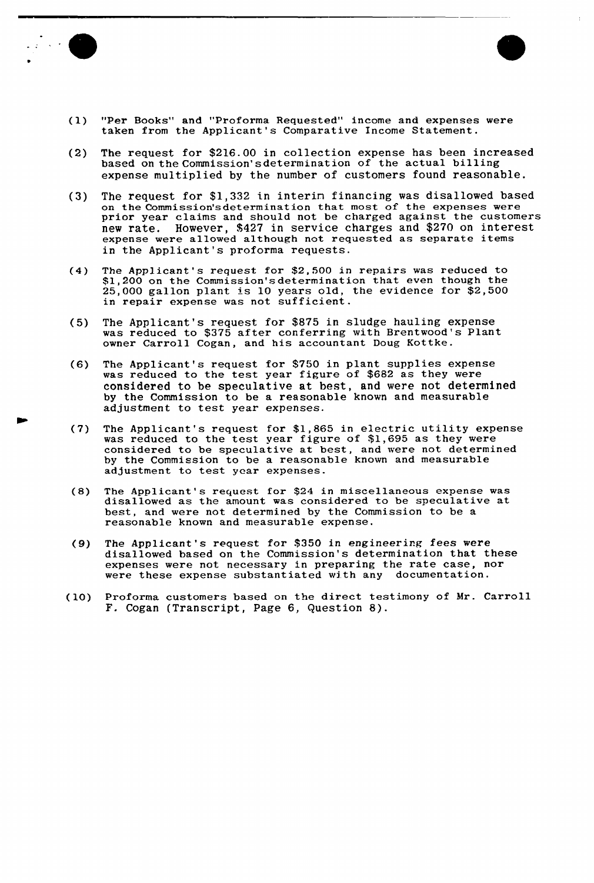(1) "Per Books" and "Proforma Requested" income and expenses were taken from the Applicant's Comparative Income Statement.

(2) The request for $216.00 in collection expense has been increased based on the Commission's determination of the actual billing expense multiplied by the number of customers found reasonable.

(3) The request for $1,332 in interim financing was disallowed based on the Commission's determination that most of the expenses were prior year claims and should not be charged against the customers new rate. However, $427 in service charges and $270 on interest expense were allowed although not requested as separate items in the Applicant's proforma requests.

(4) The Applicant's request for $2,500 in repairs was reduced to $1,200 on the Commission's determination that even though the 25,000 gallon plant is 10 years old, the evidence for $2,500 in repair expense was not sufficient.

(5) The Applicant's request for $875 in sludge hauling expense was reduced to $375 after conferring with Brentwood's Plant owner Carroll Cogan, and his accountant Doug Kottke.

(6) The Applicant's request for $750 in plant supplies expense was reduced to the test year figure of $682 as they were considered to be speculative at best, and were not determined by the Commission to be a reasonable known and measurable adjustment to test year expenses.

(7) The Applicant's request for $1,865 in electric utility expense was reduced to the test year figure of $1,695 as they were considered to be speculative at best, and were not determined by the Commission to be a reasonable known and measurable adjustment to test year expenses.

(8) The Applicant's request for $24 in miscellaneous expense was disallowed as the amount was considered to be speculative at best, and were not determined by the Commission to be a reasonable known and measurable expense.

(9) The Applicant's request for $350 in engineering fees were disallowed based on the Commission's determination that these expenses were not necessary in preparing the rate case, nor were these expense substantiated with any documentation.

(10) Proforma customers based on the direct testimony of Mr. Carroll F. Cogan (Transcript, Page 6, Question 8).